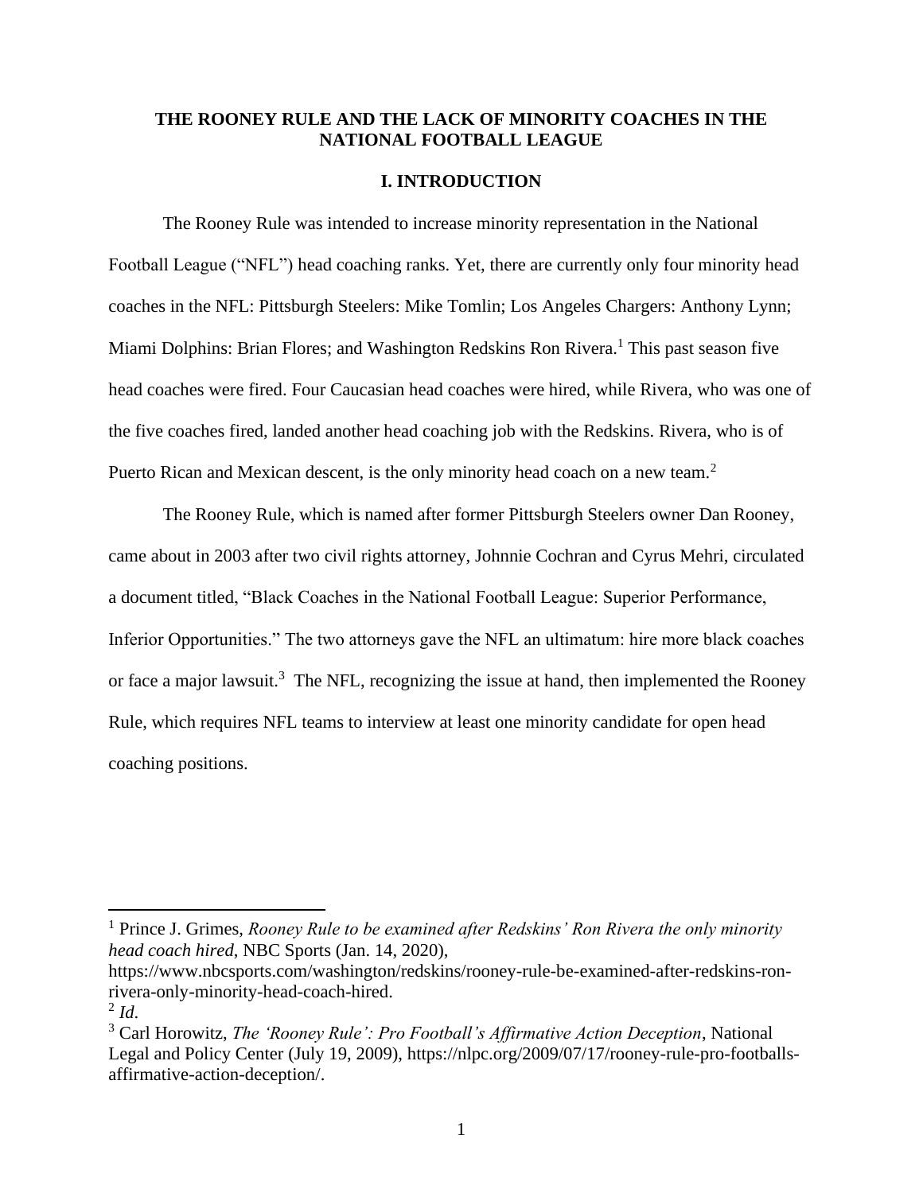# THE ROONEY RULE AND THE LACK OF MINORITY COACHES IN THE NATIONAL FOOTBALL LEAGUE

## I. INTRODUCTION

The Rooney Rule was intended to increase minority representation in the National Football League ("NFL") head coaching ranks. Yet, there are currently only four minority head coaches in the NFL: Pittsburgh Steelers: Mike Tomlin; Los Angeles Chargers: Anthony Lynn; Miami Dolphins: Brian Flores; and Washington Redskins Ron Rivera.[1] This past season five head coaches were fired. Four Caucasian head coaches were hired, while Rivera, who was one of the five coaches fired, landed another head coaching job with the Redskins. Rivera, who is of Puerto Rican and Mexican descent, is the only minority head coach on a new team.[2]

The Rooney Rule, which is named after former Pittsburgh Steelers owner Dan Rooney, came about in 2003 after two civil rights attorney, Johnnie Cochran and Cyrus Mehri, circulated a document titled, "Black Coaches in the National Football League: Superior Performance, Inferior Opportunities." The two attorneys gave the NFL an ultimatum: hire more black coaches or face a major lawsuit.[3] The NFL, recognizing the issue at hand, then implemented the Rooney Rule, which requires NFL teams to interview at least one minority candidate for open head coaching positions.

---

[1] Prince J. Grimes, *Rooney Rule to be examined after Redskins' Ron Rivera the only minority head coach hired*, NBC Sports (Jan. 14, 2020), https://www.nbcsports.com/washington/redskins/rooney-rule-be-examined-after-redskins-ron-rivera-only-minority-head-coach-hired.

[2] *Id*.

[3] Carl Horowitz, *The 'Rooney Rule': Pro Football's Affirmative Action Deception*, National Legal and Policy Center (July 19, 2009), https://nlpc.org/2009/07/17/rooney-rule-pro-footballs-affirmative-action-deception/.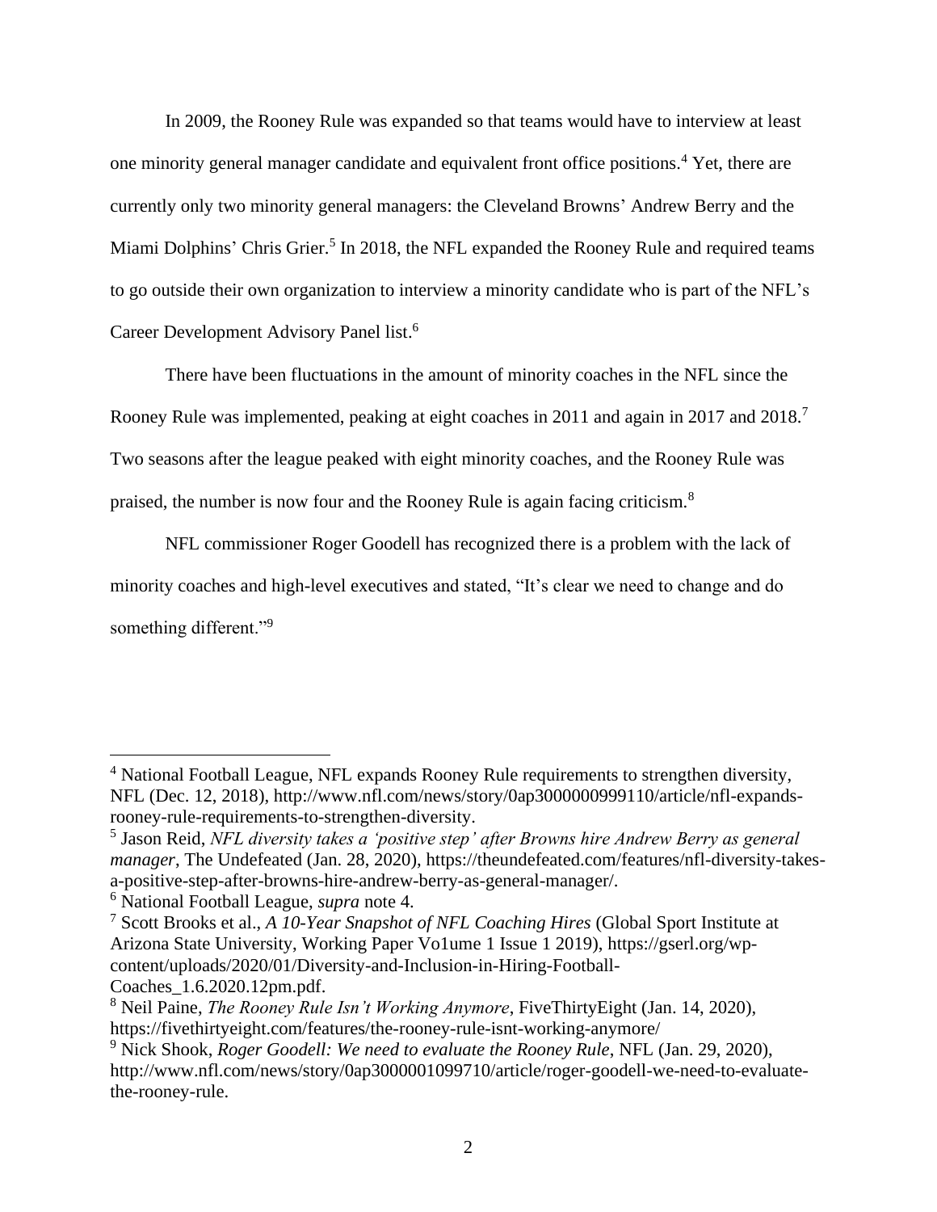In 2009, the Rooney Rule was expanded so that teams would have to interview at least one minority general manager candidate and equivalent front office positions.[4] Yet, there are currently only two minority general managers: the Cleveland Browns' Andrew Berry and the Miami Dolphins' Chris Grier.[5] In 2018, the NFL expanded the Rooney Rule and required teams to go outside their own organization to interview a minority candidate who is part of the NFL's Career Development Advisory Panel list.[6]

There have been fluctuations in the amount of minority coaches in the NFL since the Rooney Rule was implemented, peaking at eight coaches in 2011 and again in 2017 and 2018.[7] Two seasons after the league peaked with eight minority coaches, and the Rooney Rule was praised, the number is now four and the Rooney Rule is again facing criticism.[8]

NFL commissioner Roger Goodell has recognized there is a problem with the lack of minority coaches and high-level executives and stated, "It's clear we need to change and do something different."[9]

---

[4] National Football League, NFL expands Rooney Rule requirements to strengthen diversity, NFL (Dec. 12, 2018), http://www.nfl.com/news/story/0ap3000000999110/article/nfl-expands-rooney-rule-requirements-to-strengthen-diversity.

[5] Jason Reid, *NFL diversity takes a 'positive step' after Browns hire Andrew Berry as general manager*, The Undefeated (Jan. 28, 2020), https://theundefeated.com/features/nfl-diversity-takes-a-positive-step-after-browns-hire-andrew-berry-as-general-manager/.

[6] National Football League, *supra* note 4.

[7] Scott Brooks et al., *A 10-Year Snapshot of NFL Coaching Hires* (Global Sport Institute at Arizona State University, Working Paper Vo1ume 1 Issue 1 2019), https://gserl.org/wp-content/uploads/2020/01/Diversity-and-Inclusion-in-Hiring-Football-Coaches_1.6.2020.12pm.pdf.

[8] Neil Paine, *The Rooney Rule Isn't Working Anymore*, FiveThirtyEight (Jan. 14, 2020), https://fivethirtyeight.com/features/the-rooney-rule-isnt-working-anymore/

[9] Nick Shook, *Roger Goodell: We need to evaluate the Rooney Rule*, NFL (Jan. 29, 2020), http://www.nfl.com/news/story/0ap3000001099710/article/roger-goodell-we-need-to-evaluate-the-rooney-rule.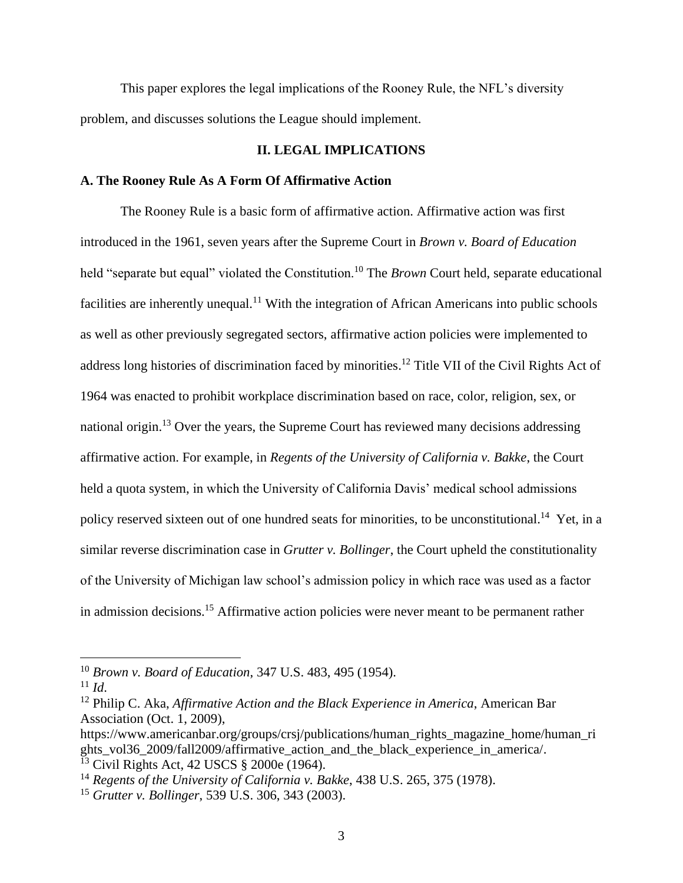This paper explores the legal implications of the Rooney Rule, the NFL's diversity problem, and discusses solutions the League should implement.

## II. LEGAL IMPLICATIONS

### A. The Rooney Rule As A Form Of Affirmative Action

The Rooney Rule is a basic form of affirmative action. Affirmative action was first introduced in the 1961, seven years after the Supreme Court in *Brown v. Board of Education* held "separate but equal" violated the Constitution.[10] The *Brown* Court held, separate educational facilities are inherently unequal.[11] With the integration of African Americans into public schools as well as other previously segregated sectors, affirmative action policies were implemented to address long histories of discrimination faced by minorities.[12] Title VII of the Civil Rights Act of 1964 was enacted to prohibit workplace discrimination based on race, color, religion, sex, or national origin.[13] Over the years, the Supreme Court has reviewed many decisions addressing affirmative action. For example, in *Regents of the University of California v. Bakke*, the Court held a quota system, in which the University of California Davis' medical school admissions policy reserved sixteen out of one hundred seats for minorities, to be unconstitutional.[14] Yet, in a similar reverse discrimination case in *Grutter v. Bollinger*, the Court upheld the constitutionality of the University of Michigan law school's admission policy in which race was used as a factor in admission decisions.[15] Affirmative action policies were never meant to be permanent rather

---

[10] *Brown v. Board of Education*, 347 U.S. 483, 495 (1954).

[11] *Id*.

[12] Philip C. Aka, *Affirmative Action and the Black Experience in America*, American Bar Association (Oct. 1, 2009), https://www.americanbar.org/groups/crsj/publications/human_rights_magazine_home/human_rights_vol36_2009/fall2009/affirmative_action_and_the_black_experience_in_america/.

[13] Civil Rights Act, 42 USCS § 2000e (1964).

[14] *Regents of the University of California v. Bakke*, 438 U.S. 265, 375 (1978).

[15] *Grutter v. Bollinger*, 539 U.S. 306, 343 (2003).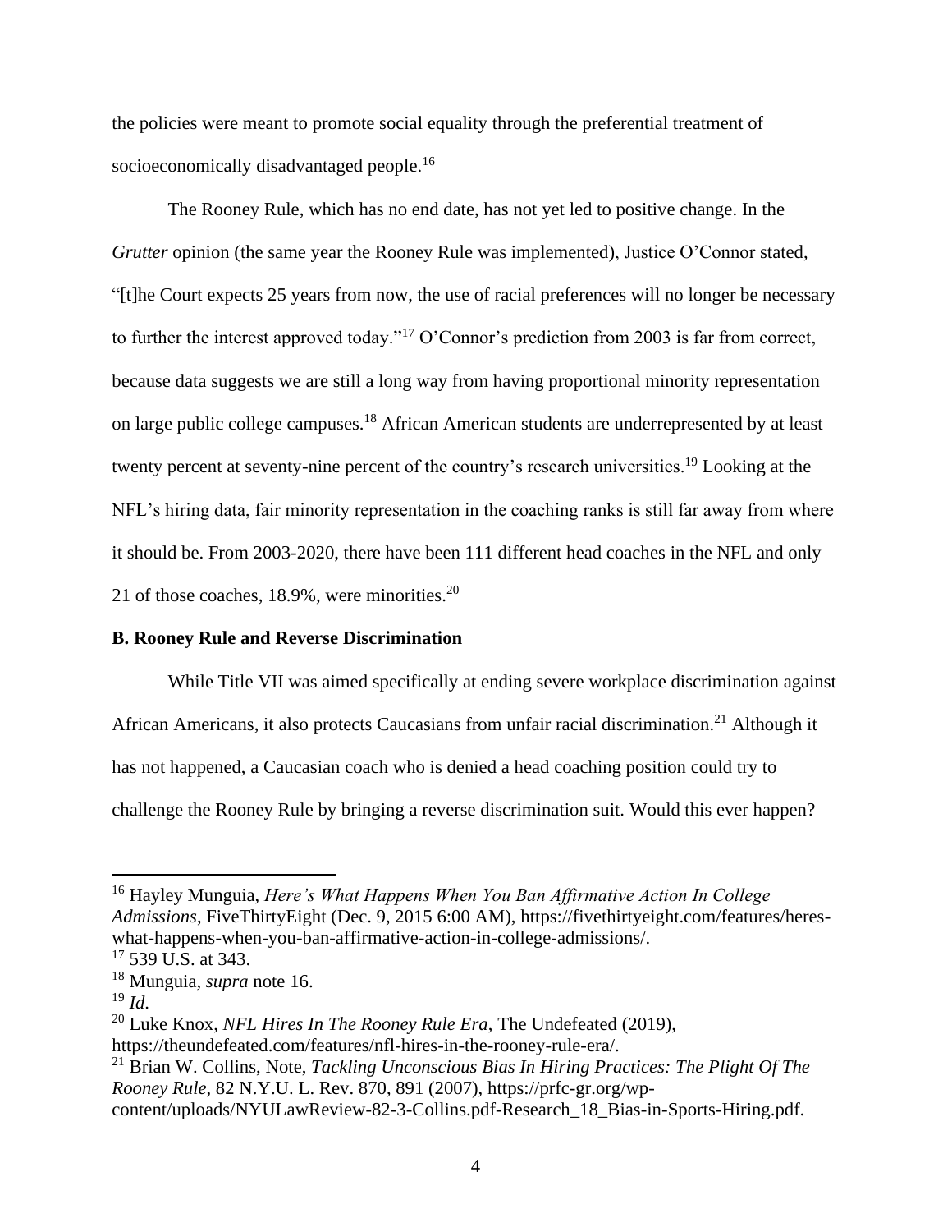the policies were meant to promote social equality through the preferential treatment of socioeconomically disadvantaged people.[16]

The Rooney Rule, which has no end date, has not yet led to positive change. In the *Grutter* opinion (the same year the Rooney Rule was implemented), Justice O'Connor stated, "[t]he Court expects 25 years from now, the use of racial preferences will no longer be necessary to further the interest approved today."[17] O'Connor's prediction from 2003 is far from correct, because data suggests we are still a long way from having proportional minority representation on large public college campuses.[18] African American students are underrepresented by at least twenty percent at seventy-nine percent of the country's research universities.[19] Looking at the NFL's hiring data, fair minority representation in the coaching ranks is still far away from where it should be. From 2003-2020, there have been 111 different head coaches in the NFL and only 21 of those coaches, 18.9%, were minorities.[20]

**B. Rooney Rule and Reverse Discrimination**

While Title VII was aimed specifically at ending severe workplace discrimination against African Americans, it also protects Caucasians from unfair racial discrimination.[21] Although it has not happened, a Caucasian coach who is denied a head coaching position could try to challenge the Rooney Rule by bringing a reverse discrimination suit. Would this ever happen?

---

[16] Hayley Munguia, *Here's What Happens When You Ban Affirmative Action In College Admissions*, FiveThirtyEight (Dec. 9, 2015 6:00 AM), https://fivethirtyeight.com/features/heres-what-happens-when-you-ban-affirmative-action-in-college-admissions/.

[17] 539 U.S. at 343.

[18] Munguia, *supra* note 16.

[19] *Id*.

[20] Luke Knox, *NFL Hires In The Rooney Rule Era*, The Undefeated (2019), https://theundefeated.com/features/nfl-hires-in-the-rooney-rule-era/.

[21] Brian W. Collins, Note, *Tackling Unconscious Bias In Hiring Practices: The Plight Of The Rooney Rule*, 82 N.Y.U. L. Rev. 870, 891 (2007), https://prfc-gr.org/wp-content/uploads/NYULawReview-82-3-Collins.pdf-Research_18_Bias-in-Sports-Hiring.pdf.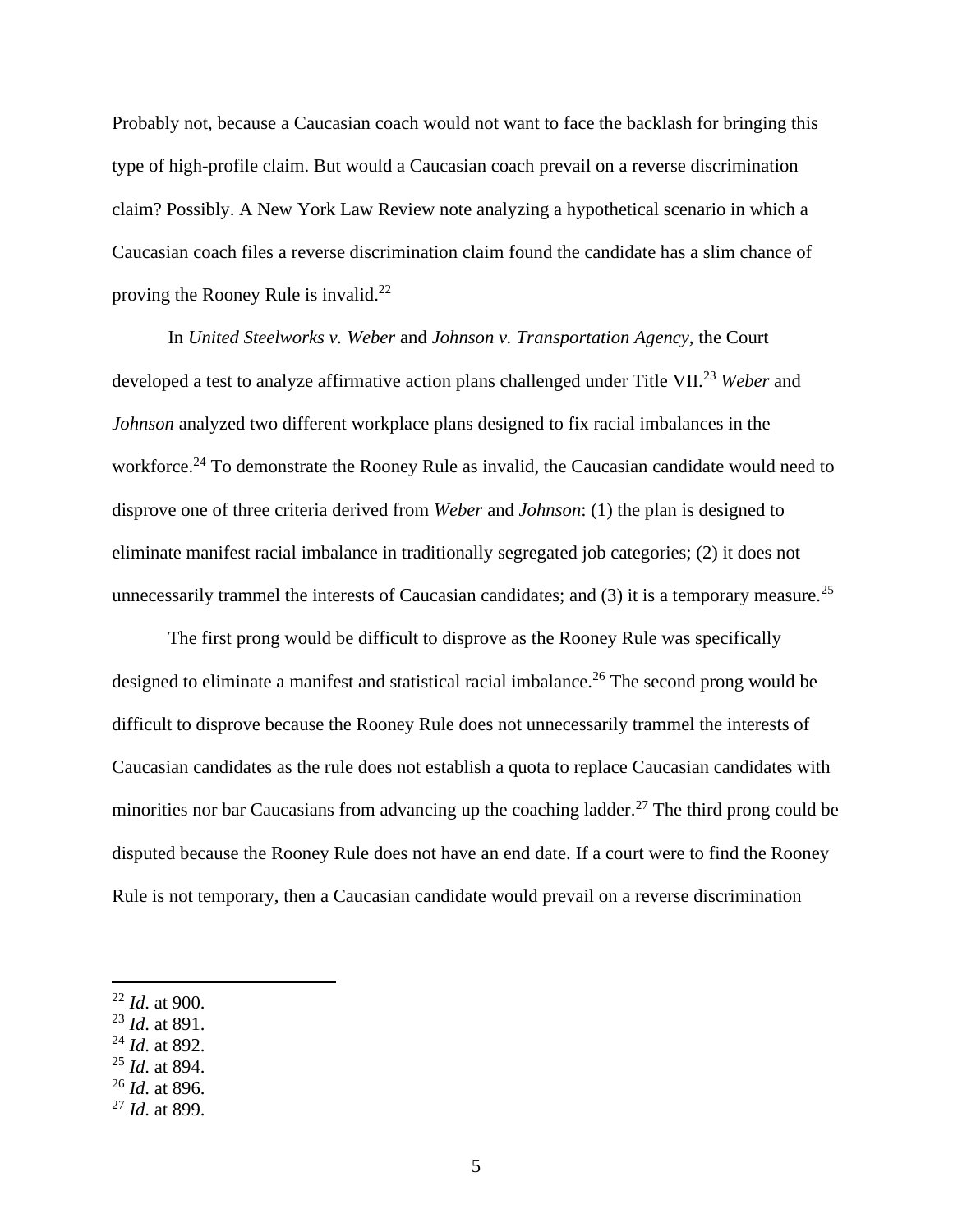Probably not, because a Caucasian coach would not want to face the backlash for bringing this type of high-profile claim. But would a Caucasian coach prevail on a reverse discrimination claim? Possibly. A New York Law Review note analyzing a hypothetical scenario in which a Caucasian coach files a reverse discrimination claim found the candidate has a slim chance of proving the Rooney Rule is invalid.[22]

In *United Steelworks v. Weber* and *Johnson v. Transportation Agency*, the Court developed a test to analyze affirmative action plans challenged under Title VII.[23] *Weber* and *Johnson* analyzed two different workplace plans designed to fix racial imbalances in the workforce.[24] To demonstrate the Rooney Rule as invalid, the Caucasian candidate would need to disprove one of three criteria derived from *Weber* and *Johnson*: (1) the plan is designed to eliminate manifest racial imbalance in traditionally segregated job categories; (2) it does not unnecessarily trammel the interests of Caucasian candidates; and (3) it is a temporary measure.[25]

The first prong would be difficult to disprove as the Rooney Rule was specifically designed to eliminate a manifest and statistical racial imbalance.[26] The second prong would be difficult to disprove because the Rooney Rule does not unnecessarily trammel the interests of Caucasian candidates as the rule does not establish a quota to replace Caucasian candidates with minorities nor bar Caucasians from advancing up the coaching ladder.[27] The third prong could be disputed because the Rooney Rule does not have an end date. If a court were to find the Rooney Rule is not temporary, then a Caucasian candidate would prevail on a reverse discrimination

[22] *Id*. at 900.
[23] *Id*. at 891.
[24] *Id*. at 892.
[25] *Id*. at 894.
[26] *Id*. at 896.
[27] *Id*. at 899.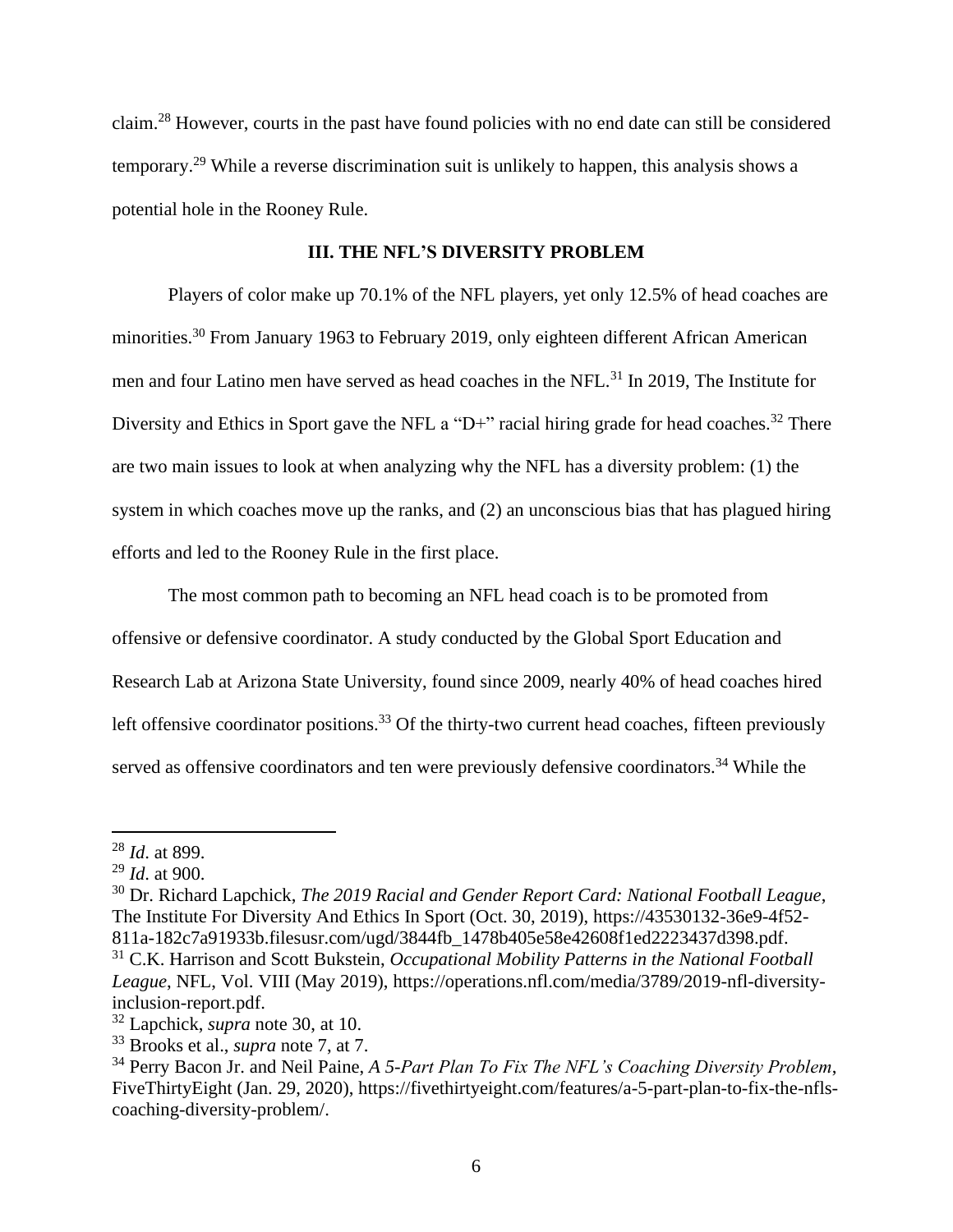claim.[28] However, courts in the past have found policies with no end date can still be considered temporary.[29] While a reverse discrimination suit is unlikely to happen, this analysis shows a potential hole in the Rooney Rule.

## III. THE NFL'S DIVERSITY PROBLEM

Players of color make up 70.1% of the NFL players, yet only 12.5% of head coaches are minorities.[30] From January 1963 to February 2019, only eighteen different African American men and four Latino men have served as head coaches in the NFL.[31] In 2019, The Institute for Diversity and Ethics in Sport gave the NFL a "D+" racial hiring grade for head coaches.[32] There are two main issues to look at when analyzing why the NFL has a diversity problem: (1) the system in which coaches move up the ranks, and (2) an unconscious bias that has plagued hiring efforts and led to the Rooney Rule in the first place.

The most common path to becoming an NFL head coach is to be promoted from offensive or defensive coordinator. A study conducted by the Global Sport Education and Research Lab at Arizona State University, found since 2009, nearly 40% of head coaches hired left offensive coordinator positions.[33] Of the thirty-two current head coaches, fifteen previously served as offensive coordinators and ten were previously defensive coordinators.[34] While the

---

[28] *Id*. at 899.
[29] *Id*. at 900.
[30] Dr. Richard Lapchick, *The 2019 Racial and Gender Report Card: National Football League*, The Institute For Diversity And Ethics In Sport (Oct. 30, 2019), https://43530132-36e9-4f52-811a-182c7a91933b.filesusr.com/ugd/3844fb_1478b405e58e42608f1ed2223437d398.pdf.
[31] C.K. Harrison and Scott Bukstein, *Occupational Mobility Patterns in the National Football League*, NFL, Vol. VIII (May 2019), https://operations.nfl.com/media/3789/2019-nfl-diversity-inclusion-report.pdf.
[32] Lapchick, *supra* note 30, at 10.
[33] Brooks et al., *supra* note 7, at 7.
[34] Perry Bacon Jr. and Neil Paine, *A 5-Part Plan To Fix The NFL's Coaching Diversity Problem*, FiveThirtyEight (Jan. 29, 2020), https://fivethirtyeight.com/features/a-5-part-plan-to-fix-the-nfls-coaching-diversity-problem/.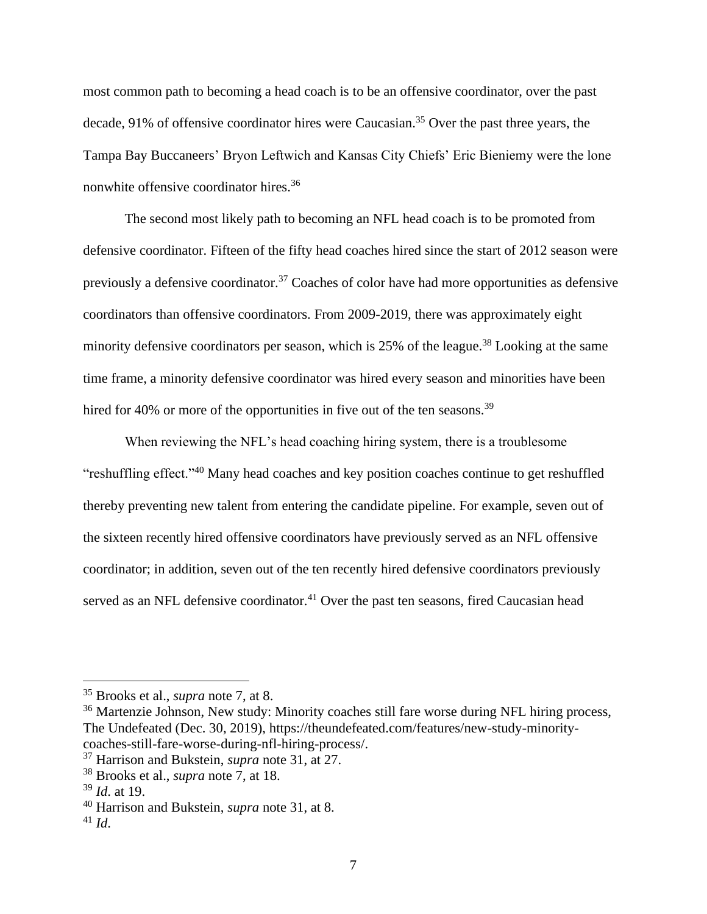most common path to becoming a head coach is to be an offensive coordinator, over the past decade, 91% of offensive coordinator hires were Caucasian.[35] Over the past three years, the Tampa Bay Buccaneers' Bryon Leftwich and Kansas City Chiefs' Eric Bieniemy were the lone nonwhite offensive coordinator hires.[36]

The second most likely path to becoming an NFL head coach is to be promoted from defensive coordinator. Fifteen of the fifty head coaches hired since the start of 2012 season were previously a defensive coordinator.[37] Coaches of color have had more opportunities as defensive coordinators than offensive coordinators. From 2009-2019, there was approximately eight minority defensive coordinators per season, which is 25% of the league.[38] Looking at the same time frame, a minority defensive coordinator was hired every season and minorities have been hired for 40% or more of the opportunities in five out of the ten seasons.[39]

When reviewing the NFL's head coaching hiring system, there is a troublesome "reshuffling effect."[40] Many head coaches and key position coaches continue to get reshuffled thereby preventing new talent from entering the candidate pipeline. For example, seven out of the sixteen recently hired offensive coordinators have previously served as an NFL offensive coordinator; in addition, seven out of the ten recently hired defensive coordinators previously served as an NFL defensive coordinator.[41] Over the past ten seasons, fired Caucasian head

---

[35] Brooks et al., *supra* note 7, at 8.

[36] Martenzie Johnson, New study: Minority coaches still fare worse during NFL hiring process, The Undefeated (Dec. 30, 2019), https://theundefeated.com/features/new-study-minority-coaches-still-fare-worse-during-nfl-hiring-process/.

[37] Harrison and Bukstein, *supra* note 31, at 27.

[38] Brooks et al., *supra* note 7, at 18.

[39] *Id*. at 19.

[40] Harrison and Bukstein, *supra* note 31, at 8.

[41] *Id*.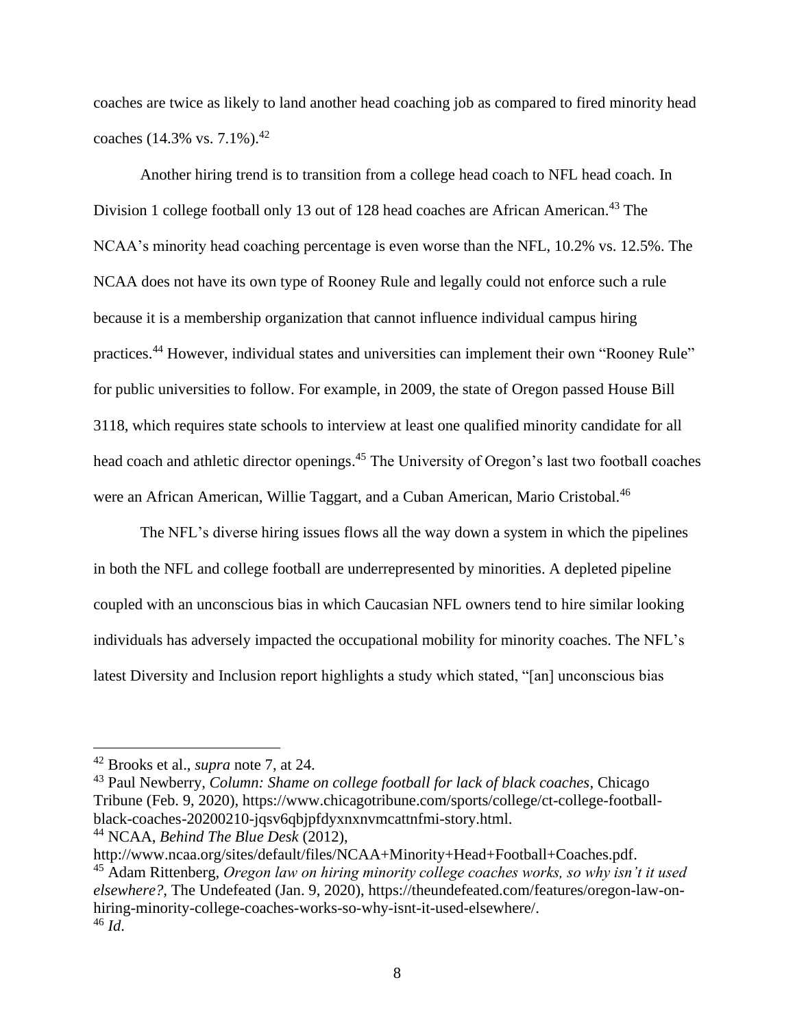coaches are twice as likely to land another head coaching job as compared to fired minority head coaches (14.3% vs. 7.1%).[42]

Another hiring trend is to transition from a college head coach to NFL head coach. In Division 1 college football only 13 out of 128 head coaches are African American.[43] The NCAA's minority head coaching percentage is even worse than the NFL, 10.2% vs. 12.5%. The NCAA does not have its own type of Rooney Rule and legally could not enforce such a rule because it is a membership organization that cannot influence individual campus hiring practices.[44] However, individual states and universities can implement their own "Rooney Rule" for public universities to follow. For example, in 2009, the state of Oregon passed House Bill 3118, which requires state schools to interview at least one qualified minority candidate for all head coach and athletic director openings.[45] The University of Oregon's last two football coaches were an African American, Willie Taggart, and a Cuban American, Mario Cristobal.[46]

The NFL's diverse hiring issues flows all the way down a system in which the pipelines in both the NFL and college football are underrepresented by minorities. A depleted pipeline coupled with an unconscious bias in which Caucasian NFL owners tend to hire similar looking individuals has adversely impacted the occupational mobility for minority coaches. The NFL's latest Diversity and Inclusion report highlights a study which stated, "[an] unconscious bias

---

[42] Brooks et al., *supra* note 7, at 24.

[43] Paul Newberry, *Column: Shame on college football for lack of black coaches*, Chicago Tribune (Feb. 9, 2020), https://www.chicagotribune.com/sports/college/ct-college-football-black-coaches-20200210-jqsv6qbjpfdyxnxnvmcattnfmi-story.html.

[44] NCAA, *Behind The Blue Desk* (2012), http://www.ncaa.org/sites/default/files/NCAA+Minority+Head+Football+Coaches.pdf.

[45] Adam Rittenberg, *Oregon law on hiring minority college coaches works, so why isn't it used elsewhere?,* The Undefeated (Jan. 9, 2020), https://theundefeated.com/features/oregon-law-on-hiring-minority-college-coaches-works-so-why-isnt-it-used-elsewhere/.

[46] *Id*.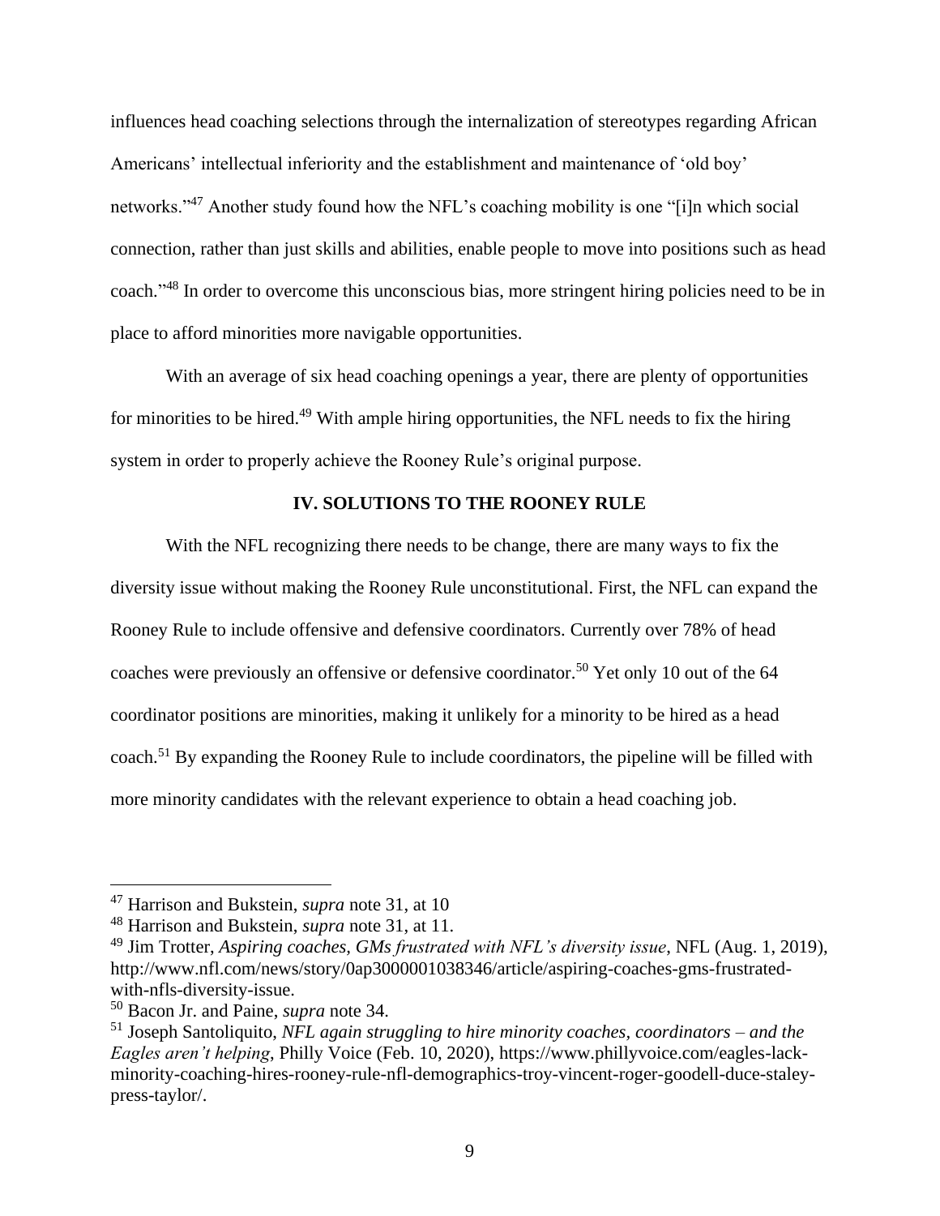influences head coaching selections through the internalization of stereotypes regarding African Americans' intellectual inferiority and the establishment and maintenance of 'old boy' networks."[47] Another study found how the NFL's coaching mobility is one "[i]n which social connection, rather than just skills and abilities, enable people to move into positions such as head coach."[48] In order to overcome this unconscious bias, more stringent hiring policies need to be in place to afford minorities more navigable opportunities.

With an average of six head coaching openings a year, there are plenty of opportunities for minorities to be hired.[49] With ample hiring opportunities, the NFL needs to fix the hiring system in order to properly achieve the Rooney Rule's original purpose.

## IV. SOLUTIONS TO THE ROONEY RULE

With the NFL recognizing there needs to be change, there are many ways to fix the diversity issue without making the Rooney Rule unconstitutional. First, the NFL can expand the Rooney Rule to include offensive and defensive coordinators. Currently over 78% of head coaches were previously an offensive or defensive coordinator.[50] Yet only 10 out of the 64 coordinator positions are minorities, making it unlikely for a minority to be hired as a head coach.[51] By expanding the Rooney Rule to include coordinators, the pipeline will be filled with more minority candidates with the relevant experience to obtain a head coaching job.

---

[47] Harrison and Bukstein, *supra* note 31, at 10

[48] Harrison and Bukstein, *supra* note 31, at 11.

[49] Jim Trotter, *Aspiring coaches, GMs frustrated with NFL's diversity issue*, NFL (Aug. 1, 2019), http://www.nfl.com/news/story/0ap3000001038346/article/aspiring-coaches-gms-frustrated-with-nfls-diversity-issue.

[50] Bacon Jr. and Paine, *supra* note 34.

[51] Joseph Santoliquito, *NFL again struggling to hire minority coaches, coordinators – and the Eagles aren't helping*, Philly Voice (Feb. 10, 2020), https://www.phillyvoice.com/eagles-lack-minority-coaching-hires-rooney-rule-nfl-demographics-troy-vincent-roger-goodell-duce-staley-press-taylor/.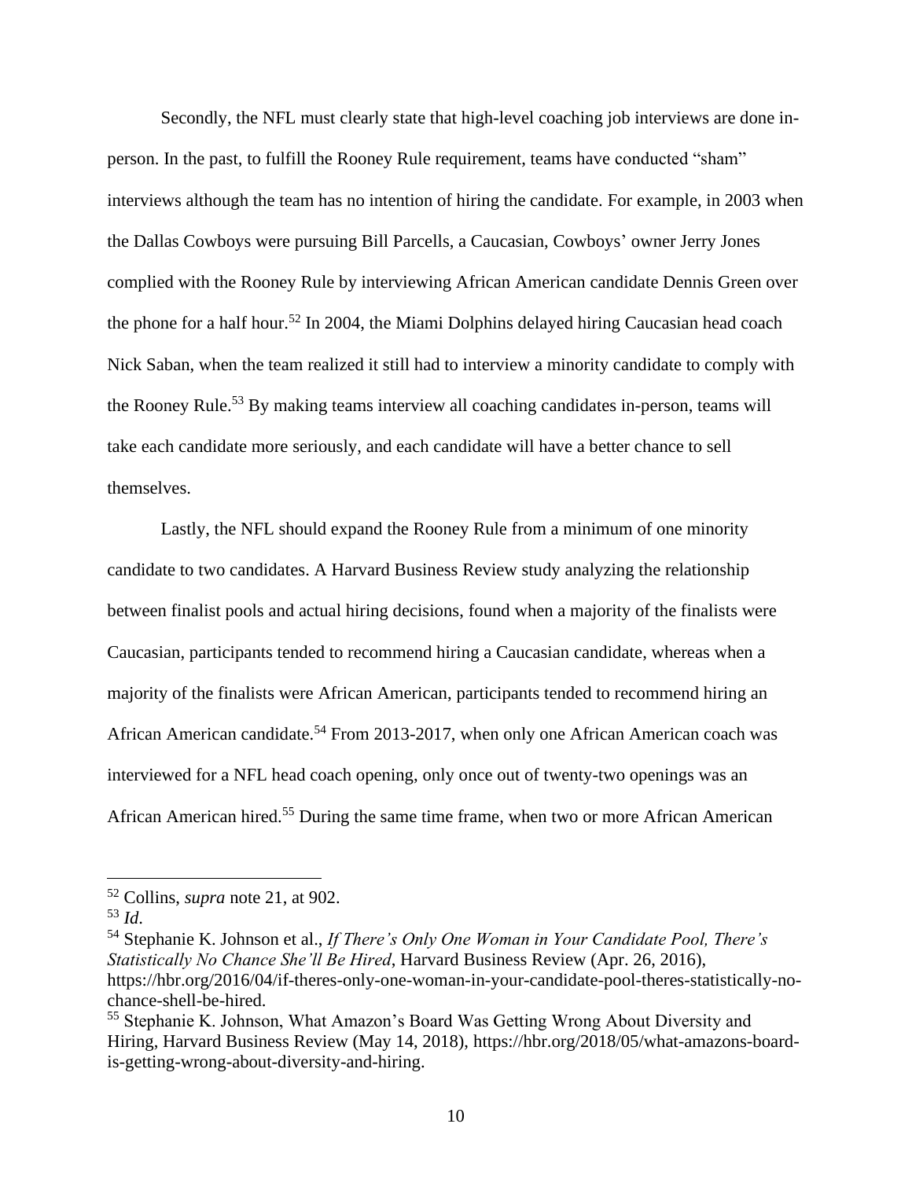Secondly, the NFL must clearly state that high-level coaching job interviews are done in-person. In the past, to fulfill the Rooney Rule requirement, teams have conducted "sham" interviews although the team has no intention of hiring the candidate. For example, in 2003 when the Dallas Cowboys were pursuing Bill Parcells, a Caucasian, Cowboys' owner Jerry Jones complied with the Rooney Rule by interviewing African American candidate Dennis Green over the phone for a half hour.[52] In 2004, the Miami Dolphins delayed hiring Caucasian head coach Nick Saban, when the team realized it still had to interview a minority candidate to comply with the Rooney Rule.[53] By making teams interview all coaching candidates in-person, teams will take each candidate more seriously, and each candidate will have a better chance to sell themselves.

Lastly, the NFL should expand the Rooney Rule from a minimum of one minority candidate to two candidates. A Harvard Business Review study analyzing the relationship between finalist pools and actual hiring decisions, found when a majority of the finalists were Caucasian, participants tended to recommend hiring a Caucasian candidate, whereas when a majority of the finalists were African American, participants tended to recommend hiring an African American candidate.[54] From 2013-2017, when only one African American coach was interviewed for a NFL head coach opening, only once out of twenty-two openings was an African American hired.[55] During the same time frame, when two or more African American

---

[52] Collins, *supra* note 21, at 902.

[53] *Id*.

[54] Stephanie K. Johnson et al., *If There's Only One Woman in Your Candidate Pool, There's Statistically No Chance She'll Be Hired*, Harvard Business Review (Apr. 26, 2016), https://hbr.org/2016/04/if-theres-only-one-woman-in-your-candidate-pool-theres-statistically-no-chance-shell-be-hired.

[55] Stephanie K. Johnson, What Amazon's Board Was Getting Wrong About Diversity and Hiring, Harvard Business Review (May 14, 2018), https://hbr.org/2018/05/what-amazons-board-is-getting-wrong-about-diversity-and-hiring.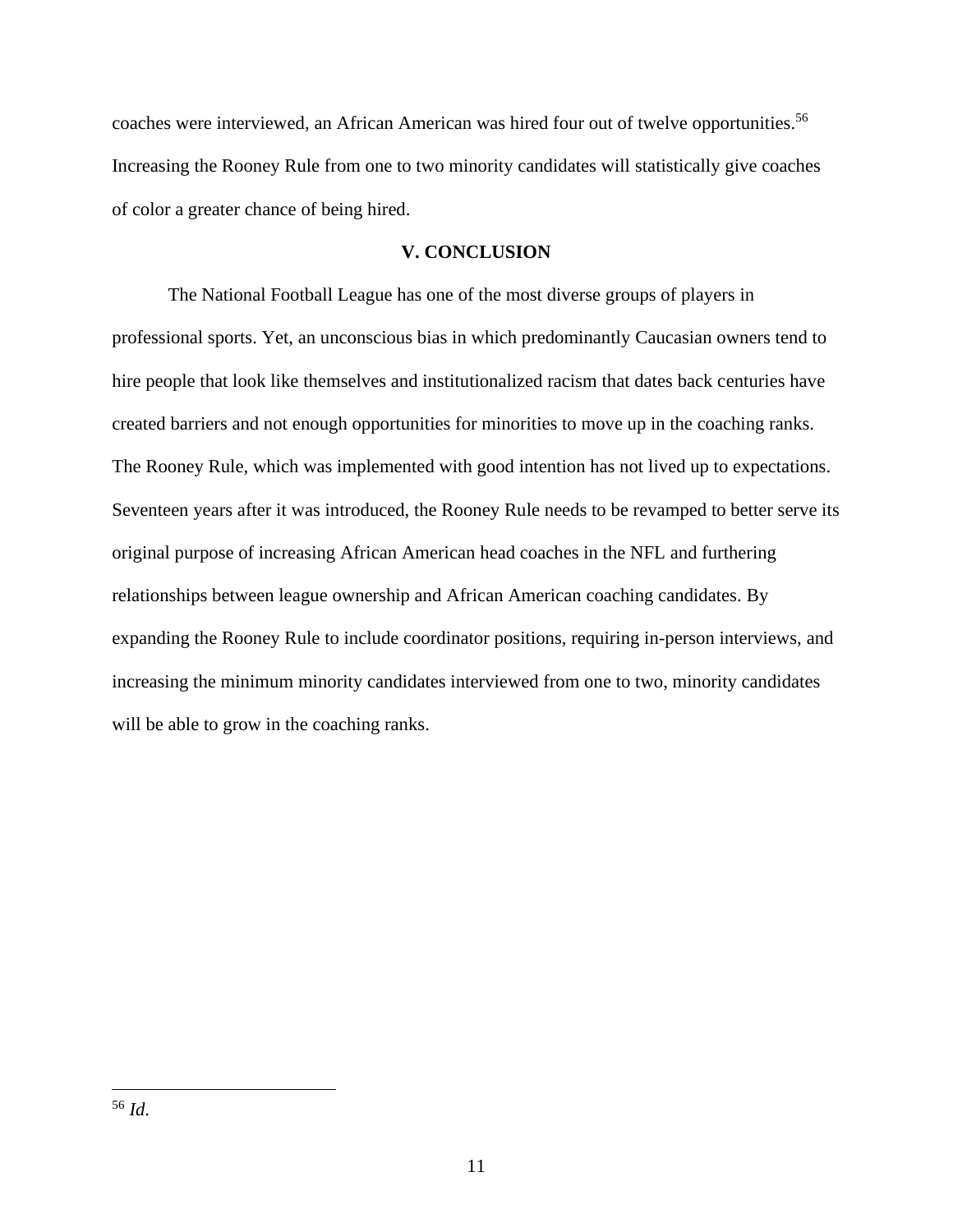coaches were interviewed, an African American was hired four out of twelve opportunities.[56] Increasing the Rooney Rule from one to two minority candidates will statistically give coaches of color a greater chance of being hired.

## V. CONCLUSION

The National Football League has one of the most diverse groups of players in professional sports. Yet, an unconscious bias in which predominantly Caucasian owners tend to hire people that look like themselves and institutionalized racism that dates back centuries have created barriers and not enough opportunities for minorities to move up in the coaching ranks. The Rooney Rule, which was implemented with good intention has not lived up to expectations. Seventeen years after it was introduced, the Rooney Rule needs to be revamped to better serve its original purpose of increasing African American head coaches in the NFL and furthering relationships between league ownership and African American coaching candidates. By expanding the Rooney Rule to include coordinator positions, requiring in-person interviews, and increasing the minimum minority candidates interviewed from one to two, minority candidates will be able to grow in the coaching ranks.

---

[56] *Id*.